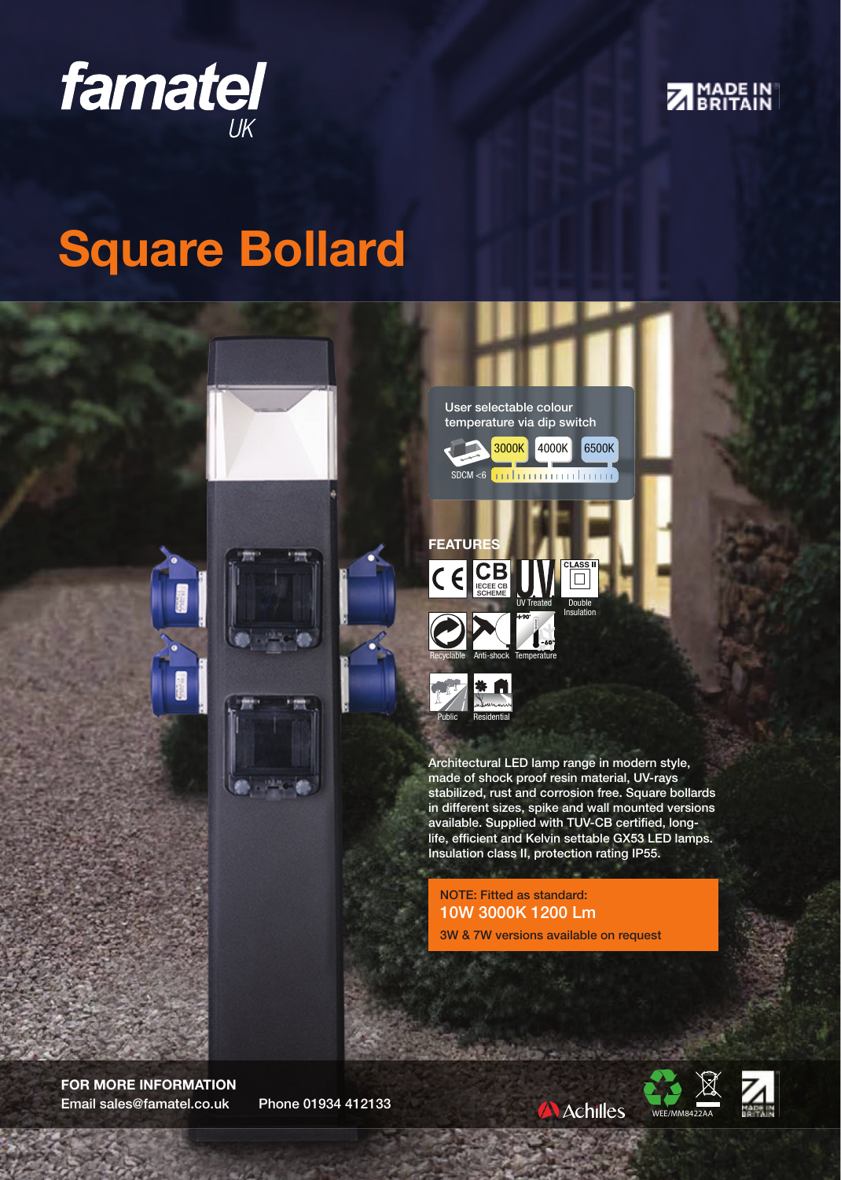famatel UK

MADE IN BRITAIN

# Square Bollard

User selectable colour temperature via dip switch

3000K 4000K 6500K

SDCM <6

## FEATURES

CE | CB IECEE CB SCHEME | UV Treated | CLASS II Double Insulation

Recyclable | Anti-shock | Temperature +90° -60°

Public | Residential

Architectural LED lamp range in modern style, made of shock proof resin material, UV-rays stabilized, rust and corrosion free. Square bollards in different sizes, spike and wall mounted versions available. Supplied with TUV-CB certified, long-life, efficient and Kelvin settable GX53 LED lamps. Insulation class II, protection rating IP55.

NOTE: Fitted as standard:
**10W 3000K 1200 Lm**
3W & 7W versions available on request

**FOR MORE INFORMATION**
Email sales@famatel.co.uk    Phone 01934 412133

Achilles    WEE/MM8422AA    MADE IN BRITAIN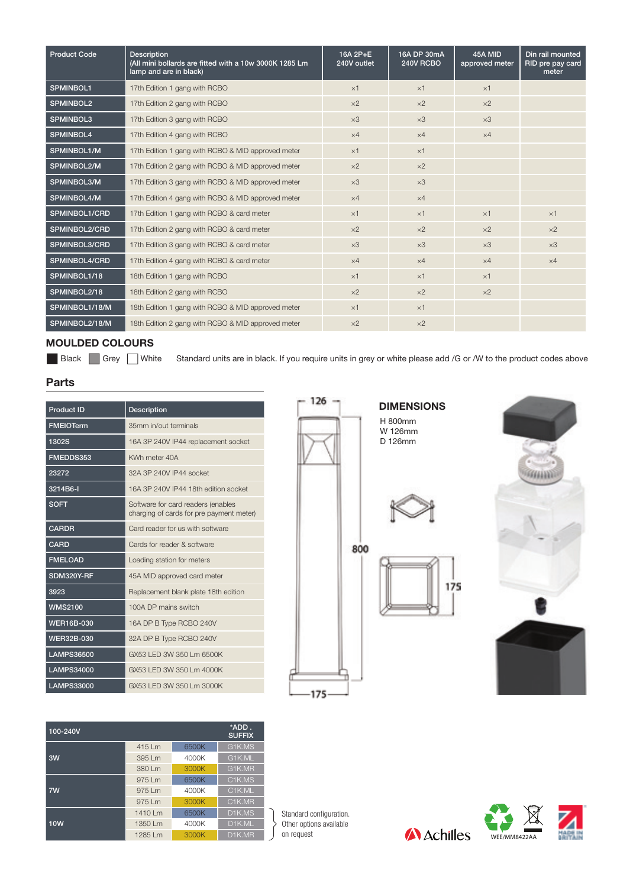| Product Code | Description (All mini bollards are fitted with a 10w 3000K 1285 Lm lamp and are in black) | 16A 2P+E 240V outlet | 16A DP 30mA 240V RCBO | 45A MID approved meter | Din rail mounted RID pre pay card meter |
|---|---|---|---|---|---|
| SPMINBOL1 | 17th Edition 1 gang with RCBO | ×1 | ×1 | ×1 | |
| SPMINBOL2 | 17th Edition 2 gang with RCBO | ×2 | ×2 | ×2 | |
| SPMINBOL3 | 17th Edition 3 gang with RCBO | ×3 | ×3 | ×3 | |
| SPMINBOL4 | 17th Edition 4 gang with RCBO | ×4 | ×4 | ×4 | |
| SPMINBOL1/M | 17th Edition 1 gang with RCBO & MID approved meter | ×1 | ×1 | | |
| SPMINBOL2/M | 17th Edition 2 gang with RCBO & MID approved meter | ×2 | ×2 | | |
| SPMINBOL3/M | 17th Edition 3 gang with RCBO & MID approved meter | ×3 | ×3 | | |
| SPMINBOL4/M | 17th Edition 4 gang with RCBO & MID approved meter | ×4 | ×4 | | |
| SPMINBOL1/CRD | 17th Edition 1 gang with RCBO & card meter | ×1 | ×1 | ×1 | ×1 |
| SPMINBOL2/CRD | 17th Edition 2 gang with RCBO & card meter | ×2 | ×2 | ×2 | ×2 |
| SPMINBOL3/CRD | 17th Edition 3 gang with RCBO & card meter | ×3 | ×3 | ×3 | ×3 |
| SPMINBOL4/CRD | 17th Edition 4 gang with RCBO & card meter | ×4 | ×4 | ×4 | ×4 |
| SPMINBOL1/18 | 18th Edition 1 gang with RCBO | ×1 | ×1 | ×1 | |
| SPMINBOL2/18 | 18th Edition 2 gang with RCBO | ×2 | ×2 | ×2 | |
| SPMINBOL1/18/M | 18th Edition 1 gang with RCBO & MID approved meter | ×1 | ×1 | | |
| SPMINBOL2/18/M | 18th Edition 2 gang with RCBO & MID approved meter | ×2 | ×2 | | |

## MOULDED COLOURS

Black Grey White Standard units are in black. If you require units in grey or white please add /G or /W to the product codes above

## Parts

| Product ID | Description |
|---|---|
| FMEIOTerm | 35mm in/out terminals |
| 1302S | 16A 3P 240V IP44 replacement socket |
| FMEDDS353 | KWh meter 40A |
| 23272 | 32A 3P 240V IP44 socket |
| 3214B6-I | 16A 3P 240V IP44 18th edition socket |
| SOFT | Software for card readers (enables charging of cards for pre payment meter) |
| CARDR | Card reader for us with software |
| CARD | Cards for reader & software |
| FMELOAD | Loading station for meters |
| SDM320Y-RF | 45A MID approved card meter |
| 3923 | Replacement blank plate 18th edition |
| WMS2100 | 100A DP mains switch |
| WER16B-030 | 16A DP B Type RCBO 240V |
| WER32B-030 | 32A DP B Type RCBO 240V |
| LAMPS36500 | GX53 LED 3W 350 Lm 6500K |
| LAMPS34000 | GX53 LED 3W 350 Lm 4000K |
| LAMPS33000 | GX53 LED 3W 350 Lm 3000K |

126

800

175

## DIMENSIONS

H 800mm
W 126mm
D 126mm

175

| 100-240V | | | *ADD . SUFFIX |
|---|---|---|---|
| 3W | 415 Lm | 6500K | G1K.MS |
| | 395 Lm | 4000K | G1K.ML |
| | 380 Lm | 3000K | G1K.MR |
| 7W | 975 Lm | 6500K | C1K.MS |
| | 975 Lm | 4000K | C1K.ML |
| | 975 Lm | 3000K | C1K.MR |
| 10W | 1410 Lm | 6500K | D1K.MS |
| | 1350 Lm | 4000K | D1K.ML |
| | 1285 Lm | 3000K | D1K.MR |

Standard configuration. Other options available on request

Achilles

WEE/MM8422AA

MADE IN BRITAIN